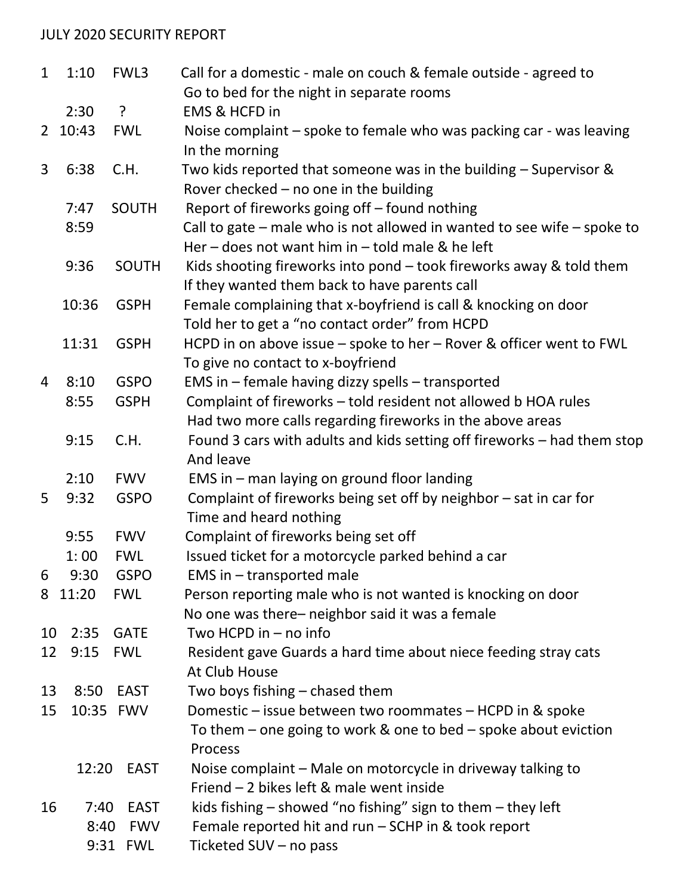JULY 2020 SECURITY REPORT

| Day | Time | Location | Details |
|---|---|---|---|
| 1 | 1:10 | FWL3 | Call for a domestic - male on couch & female outside - agreed to Go to bed for the night in separate rooms |
| | 2:30 | ? | EMS & HCFD in |
| 2 | 10:43 | FWL | Noise complaint – spoke to female who was packing car - was leaving In the morning |
| 3 | 6:38 | C.H. | Two kids reported that someone was in the building – Supervisor & Rover checked – no one in the building |
| | 7:47 | SOUTH | Report of fireworks going off – found nothing |
| | 8:59 | | Call to gate – male who is not allowed in wanted to see wife – spoke to Her – does not want him in – told male & he left |
| | 9:36 | SOUTH | Kids shooting fireworks into pond – took fireworks away & told them If they wanted them back to have parents call |
| | 10:36 | GSPH | Female complaining that x-boyfriend is call & knocking on door Told her to get a "no contact order" from HCPD |
| | 11:31 | GSPH | HCPD in on above issue – spoke to her – Rover & officer went to FWL To give no contact to x-boyfriend |
| 4 | 8:10 | GSPO | EMS in – female having dizzy spells – transported |
| | 8:55 | GSPH | Complaint of fireworks – told resident not allowed b HOA rules Had two more calls regarding fireworks in the above areas |
| | 9:15 | C.H. | Found 3 cars with adults and kids setting off fireworks – had them stop And leave |
| | 2:10 | FWV | EMS in – man laying on ground floor landing |
| 5 | 9:32 | GSPO | Complaint of fireworks being set off by neighbor – sat in car for Time and heard nothing |
| | 9:55 | FWV | Complaint of fireworks being set off |
| | 1: 00 | FWL | Issued ticket for a motorcycle parked behind a car |
| 6 | 9:30 | GSPO | EMS in – transported male |
| 8 | 11:20 | FWL | Person reporting male who is not wanted is knocking on door No one was there– neighbor said it was a female |
| 10 | 2:35 | GATE | Two HCPD in – no info |
| 12 | 9:15 | FWL | Resident gave Guards a hard time about niece feeding stray cats At Club House |
| 13 | 8:50 | EAST | Two boys fishing – chased them |
| 15 | 10:35 | FWV | Domestic – issue between two roommates – HCPD in & spoke To them – one going to work & one to bed – spoke about eviction Process |
| | 12:20 | EAST | Noise complaint – Male on motorcycle in driveway talking to Friend – 2 bikes left & male went inside |
| 16 | 7:40 | EAST | kids fishing – showed "no fishing" sign to them – they left |
| | 8:40 | FWV | Female reported hit and run – SCHP in & took report |
| | 9:31 | FWL | Ticketed SUV – no pass |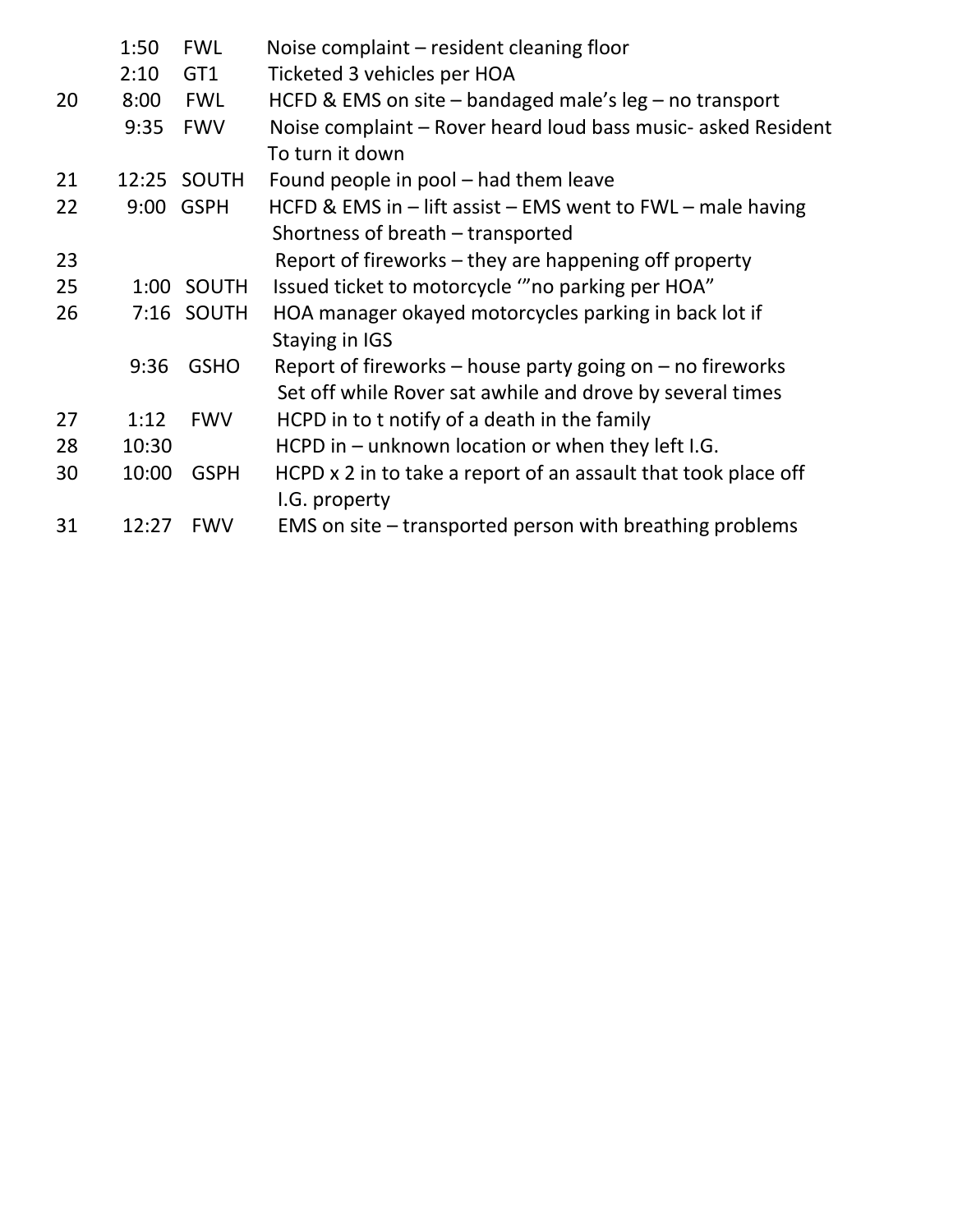| | | | |
|---|---|---|---|
| | 1:50 | FWL | Noise complaint – resident cleaning floor |
| | 2:10 | GT1 | Ticketed 3 vehicles per HOA |
| 20 | 8:00 | FWL | HCFD & EMS on site – bandaged male's leg – no transport |
| | 9:35 | FWV | Noise complaint – Rover heard loud bass music- asked Resident To turn it down |
| 21 | 12:25 | SOUTH | Found people in pool – had them leave |
| 22 | 9:00 | GSPH | HCFD & EMS in – lift assist – EMS went to FWL – male having Shortness of breath – transported |
| 23 | | | Report of fireworks – they are happening off property |
| 25 | 1:00 | SOUTH | Issued ticket to motorcycle '"no parking per HOA" |
| 26 | 7:16 | SOUTH | HOA manager okayed motorcycles parking in back lot if Staying in IGS |
| | 9:36 | GSHO | Report of fireworks – house party going on – no fireworks Set off while Rover sat awhile and drove by several times |
| 27 | 1:12 | FWV | HCPD in to t notify of a death in the family |
| 28 | 10:30 | | HCPD in – unknown location or when they left I.G. |
| 30 | 10:00 | GSPH | HCPD x 2 in to take a report of an assault that took place off I.G. property |
| 31 | 12:27 | FWV | EMS on site – transported person with breathing problems |